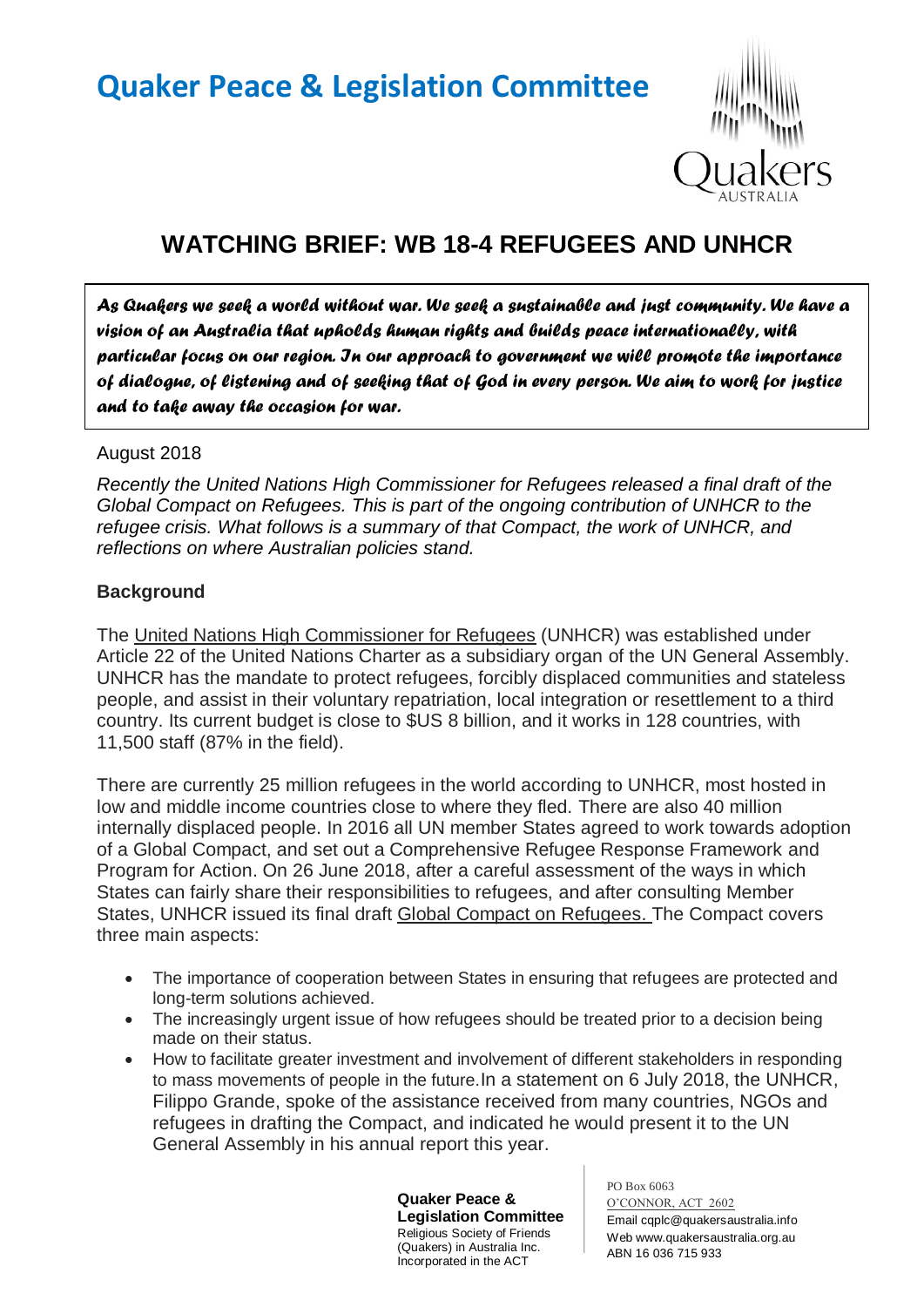# Quaker Peace & Legislation Committee

## WATCHING BRIEF: WB 18-4 REFUGEES AND UNHCR

> ***As Quakers we seek a world without war. We seek a sustainable and just community. We have a vision of an Australia that upholds human rights and builds peace internationally, with particular focus on our region. In our approach to government we will promote the importance of dialogue, of listening and of seeking that of God in every person. We aim to work for justice and to take away the occasion for war.***

August 2018

*Recently the United Nations High Commissioner for Refugees released a final draft of the Global Compact on Refugees. This is part of the ongoing contribution of UNHCR to the refugee crisis. What follows is a summary of that Compact, the work of UNHCR, and reflections on where Australian policies stand.*

### Background

The United Nations High Commissioner for Refugees (UNHCR) was established under Article 22 of the United Nations Charter as a subsidiary organ of the UN General Assembly. UNHCR has the mandate to protect refugees, forcibly displaced communities and stateless people, and assist in their voluntary repatriation, local integration or resettlement to a third country. Its current budget is close to $US 8 billion, and it works in 128 countries, with 11,500 staff (87% in the field).

There are currently 25 million refugees in the world according to UNHCR, most hosted in low and middle income countries close to where they fled. There are also 40 million internally displaced people. In 2016 all UN member States agreed to work towards adoption of a Global Compact, and set out a Comprehensive Refugee Response Framework and Program for Action. On 26 June 2018, after a careful assessment of the ways in which States can fairly share their responsibilities to refugees, and after consulting Member States, UNHCR issued its final draft Global Compact on Refugees. The Compact covers three main aspects:

- The importance of cooperation between States in ensuring that refugees are protected and long-term solutions achieved.
- The increasingly urgent issue of how refugees should be treated prior to a decision being made on their status.
- How to facilitate greater investment and involvement of different stakeholders in responding to mass movements of people in the future. In a statement on 6 July 2018, the UNHCR, Filippo Grande, spoke of the assistance received from many countries, NGOs and refugees in drafting the Compact, and indicated he would present it to the UN General Assembly in his annual report this year.

**Quaker Peace & Legislation Committee**
Religious Society of Friends (Quakers) in Australia Inc.
Incorporated in the ACT

PO Box 6063
O'CONNOR, ACT 2602
Email cqplc@quakersaustralia.info
Web www.quakersaustralia.org.au
ABN 16 036 715 933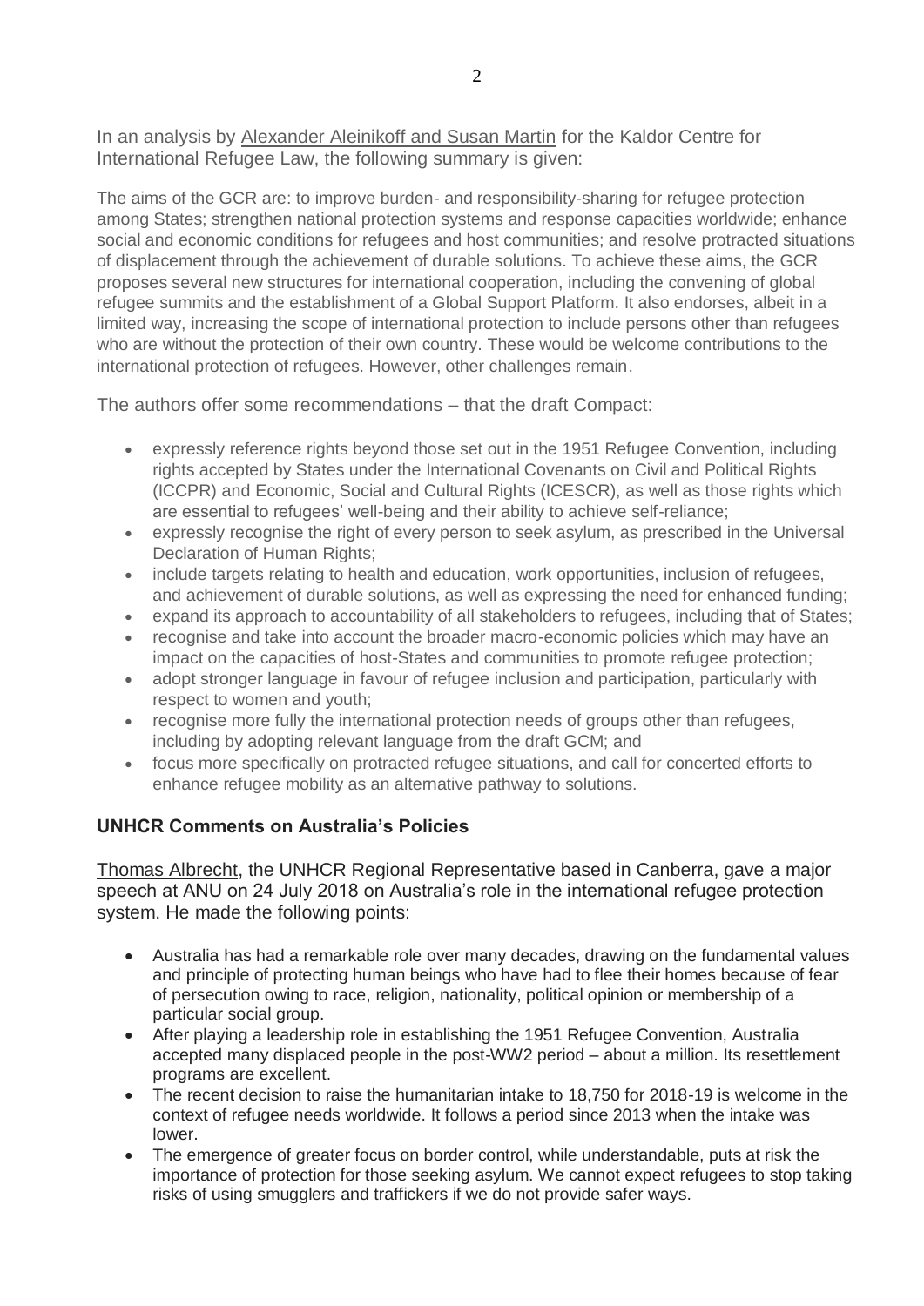In an analysis by Alexander Aleinikoff and Susan Martin for the Kaldor Centre for International Refugee Law, the following summary is given:

The aims of the GCR are: to improve burden- and responsibility-sharing for refugee protection among States; strengthen national protection systems and response capacities worldwide; enhance social and economic conditions for refugees and host communities; and resolve protracted situations of displacement through the achievement of durable solutions. To achieve these aims, the GCR proposes several new structures for international cooperation, including the convening of global refugee summits and the establishment of a Global Support Platform. It also endorses, albeit in a limited way, increasing the scope of international protection to include persons other than refugees who are without the protection of their own country. These would be welcome contributions to the international protection of refugees. However, other challenges remain.

The authors offer some recommendations – that the draft Compact:

- expressly reference rights beyond those set out in the 1951 Refugee Convention, including rights accepted by States under the International Covenants on Civil and Political Rights (ICCPR) and Economic, Social and Cultural Rights (ICESCR), as well as those rights which are essential to refugees' well-being and their ability to achieve self-reliance;
- expressly recognise the right of every person to seek asylum, as prescribed in the Universal Declaration of Human Rights;
- include targets relating to health and education, work opportunities, inclusion of refugees, and achievement of durable solutions, as well as expressing the need for enhanced funding;
- expand its approach to accountability of all stakeholders to refugees, including that of States;
- recognise and take into account the broader macro-economic policies which may have an impact on the capacities of host-States and communities to promote refugee protection;
- adopt stronger language in favour of refugee inclusion and participation, particularly with respect to women and youth;
- recognise more fully the international protection needs of groups other than refugees, including by adopting relevant language from the draft GCM; and
- focus more specifically on protracted refugee situations, and call for concerted efforts to enhance refugee mobility as an alternative pathway to solutions.

## UNHCR Comments on Australia's Policies

Thomas Albrecht, the UNHCR Regional Representative based in Canberra, gave a major speech at ANU on 24 July 2018 on Australia's role in the international refugee protection system. He made the following points:

- Australia has had a remarkable role over many decades, drawing on the fundamental values and principle of protecting human beings who have had to flee their homes because of fear of persecution owing to race, religion, nationality, political opinion or membership of a particular social group.
- After playing a leadership role in establishing the 1951 Refugee Convention, Australia accepted many displaced people in the post-WW2 period – about a million. Its resettlement programs are excellent.
- The recent decision to raise the humanitarian intake to 18,750 for 2018-19 is welcome in the context of refugee needs worldwide. It follows a period since 2013 when the intake was lower.
- The emergence of greater focus on border control, while understandable, puts at risk the importance of protection for those seeking asylum. We cannot expect refugees to stop taking risks of using smugglers and traffickers if we do not provide safer ways.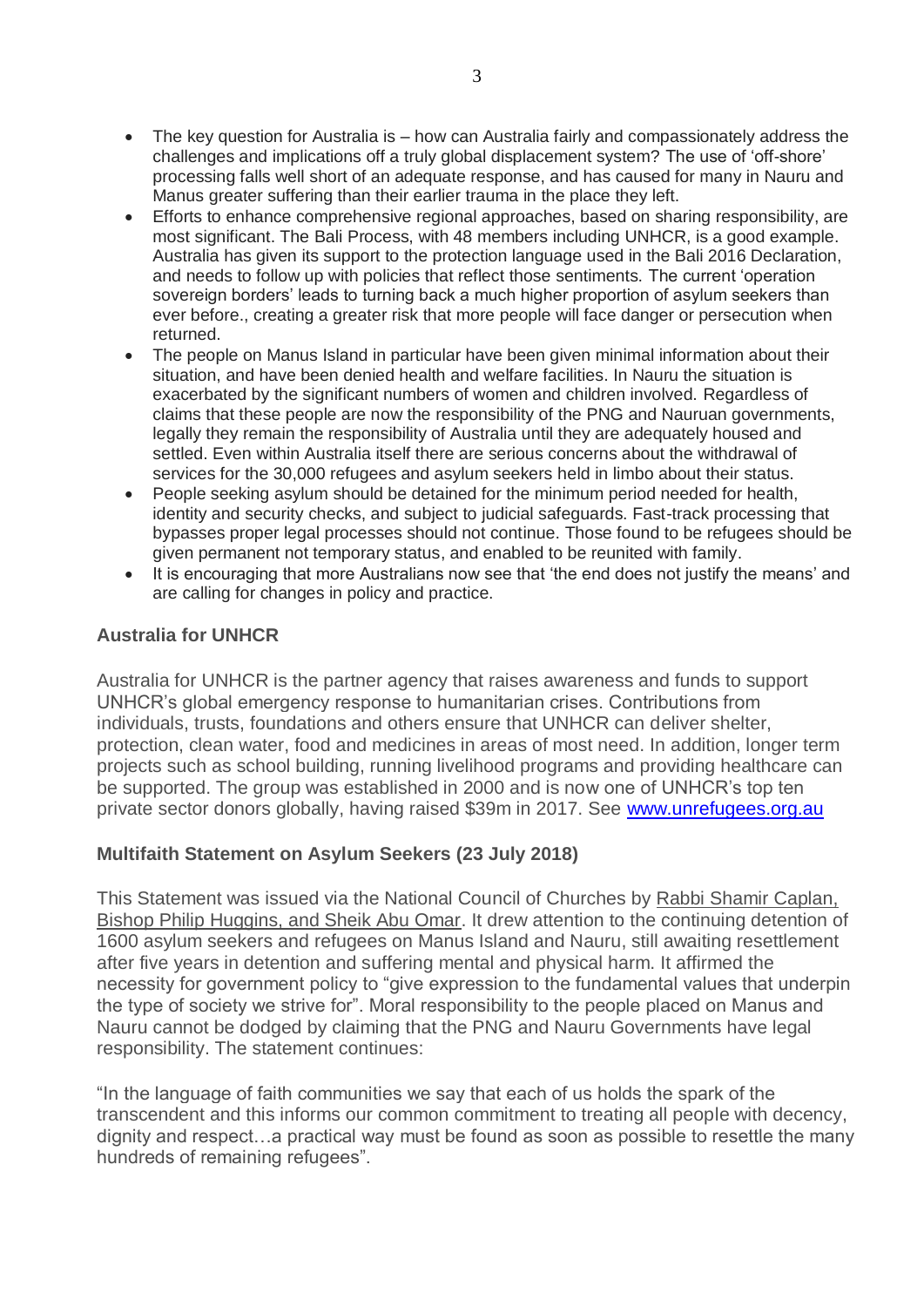- The key question for Australia is – how can Australia fairly and compassionately address the challenges and implications off a truly global displacement system? The use of 'off-shore' processing falls well short of an adequate response, and has caused for many in Nauru and Manus greater suffering than their earlier trauma in the place they left.
- Efforts to enhance comprehensive regional approaches, based on sharing responsibility, are most significant. The Bali Process, with 48 members including UNHCR, is a good example. Australia has given its support to the protection language used in the Bali 2016 Declaration, and needs to follow up with policies that reflect those sentiments. The current 'operation sovereign borders' leads to turning back a much higher proportion of asylum seekers than ever before., creating a greater risk that more people will face danger or persecution when returned.
- The people on Manus Island in particular have been given minimal information about their situation, and have been denied health and welfare facilities. In Nauru the situation is exacerbated by the significant numbers of women and children involved. Regardless of claims that these people are now the responsibility of the PNG and Nauruan governments, legally they remain the responsibility of Australia until they are adequately housed and settled. Even within Australia itself there are serious concerns about the withdrawal of services for the 30,000 refugees and asylum seekers held in limbo about their status.
- People seeking asylum should be detained for the minimum period needed for health, identity and security checks, and subject to judicial safeguards. Fast-track processing that bypasses proper legal processes should not continue. Those found to be refugees should be given permanent not temporary status, and enabled to be reunited with family.
- It is encouraging that more Australians now see that 'the end does not justify the means' and are calling for changes in policy and practice.

## Australia for UNHCR

Australia for UNHCR is the partner agency that raises awareness and funds to support UNHCR's global emergency response to humanitarian crises. Contributions from individuals, trusts, foundations and others ensure that UNHCR can deliver shelter, protection, clean water, food and medicines in areas of most need. In addition, longer term projects such as school building, running livelihood programs and providing healthcare can be supported. The group was established in 2000 and is now one of UNHCR's top ten private sector donors globally, having raised $39m in 2017. See [www.unrefugees.org.au](http://www.unrefugees.org.au)

## Multifaith Statement on Asylum Seekers (23 July 2018)

This Statement was issued via the National Council of Churches by Rabbi Shamir Caplan, Bishop Philip Huggins, and Sheik Abu Omar. It drew attention to the continuing detention of 1600 asylum seekers and refugees on Manus Island and Nauru, still awaiting resettlement after five years in detention and suffering mental and physical harm. It affirmed the necessity for government policy to "give expression to the fundamental values that underpin the type of society we strive for". Moral responsibility to the people placed on Manus and Nauru cannot be dodged by claiming that the PNG and Nauru Governments have legal responsibility. The statement continues:

"In the language of faith communities we say that each of us holds the spark of the transcendent and this informs our common commitment to treating all people with decency, dignity and respect…a practical way must be found as soon as possible to resettle the many hundreds of remaining refugees".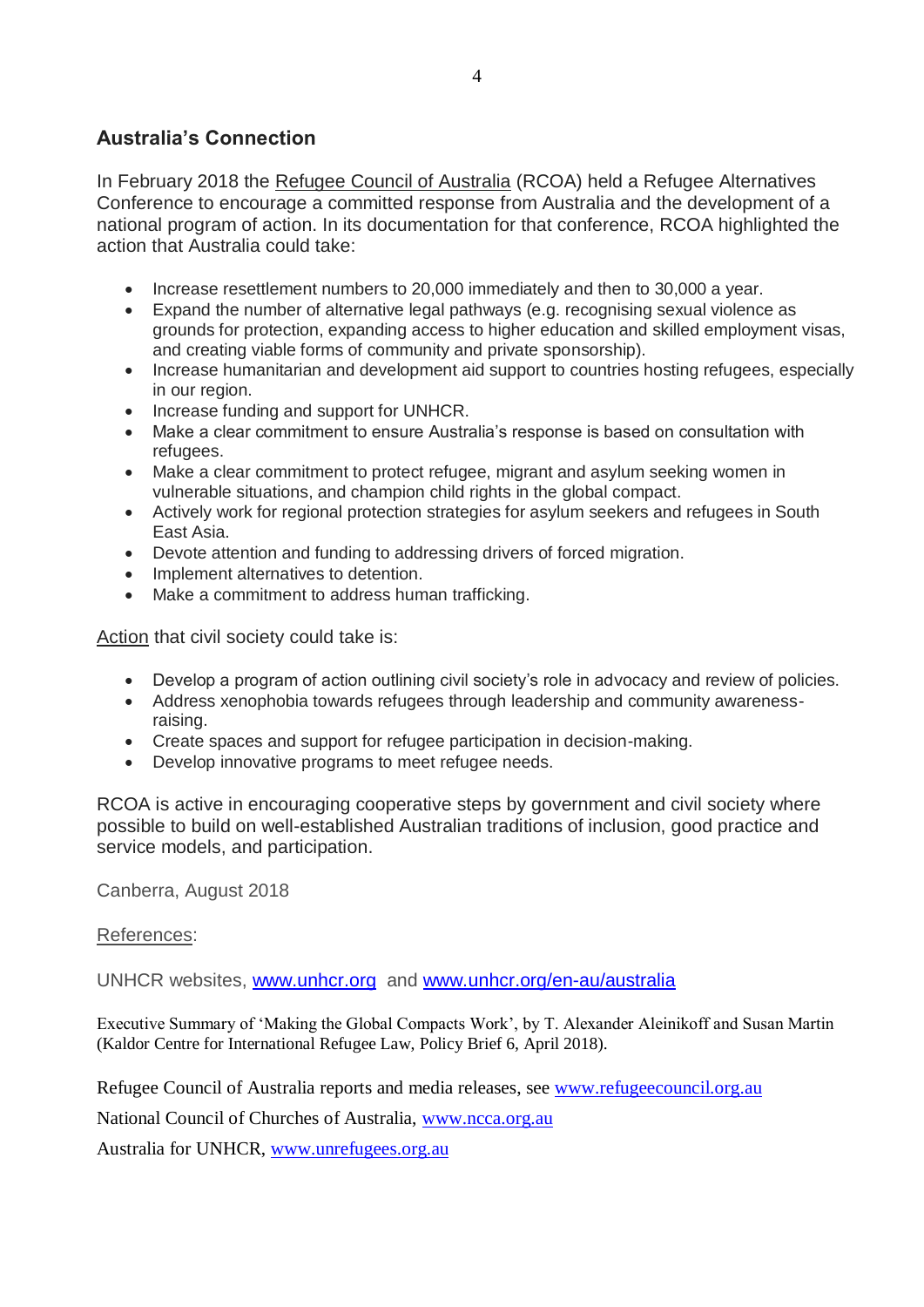## Australia's Connection

In February 2018 the Refugee Council of Australia (RCOA) held a Refugee Alternatives Conference to encourage a committed response from Australia and the development of a national program of action. In its documentation for that conference, RCOA highlighted the action that Australia could take:

- Increase resettlement numbers to 20,000 immediately and then to 30,000 a year.
- Expand the number of alternative legal pathways (e.g. recognising sexual violence as grounds for protection, expanding access to higher education and skilled employment visas, and creating viable forms of community and private sponsorship).
- Increase humanitarian and development aid support to countries hosting refugees, especially in our region.
- Increase funding and support for UNHCR.
- Make a clear commitment to ensure Australia's response is based on consultation with refugees.
- Make a clear commitment to protect refugee, migrant and asylum seeking women in vulnerable situations, and champion child rights in the global compact.
- Actively work for regional protection strategies for asylum seekers and refugees in South East Asia.
- Devote attention and funding to addressing drivers of forced migration.
- Implement alternatives to detention.
- Make a commitment to address human trafficking.

Action that civil society could take is:

- Develop a program of action outlining civil society's role in advocacy and review of policies.
- Address xenophobia towards refugees through leadership and community awareness-raising.
- Create spaces and support for refugee participation in decision-making.
- Develop innovative programs to meet refugee needs.

RCOA is active in encouraging cooperative steps by government and civil society where possible to build on well-established Australian traditions of inclusion, good practice and service models, and participation.

Canberra, August 2018

References:

UNHCR websites, www.unhcr.org and www.unhcr.org/en-au/australia

Executive Summary of 'Making the Global Compacts Work', by T. Alexander Aleinikoff and Susan Martin (Kaldor Centre for International Refugee Law, Policy Brief 6, April 2018).

Refugee Council of Australia reports and media releases, see www.refugeecouncil.org.au

National Council of Churches of Australia, www.ncca.org.au

Australia for UNHCR, www.unrefugees.org.au